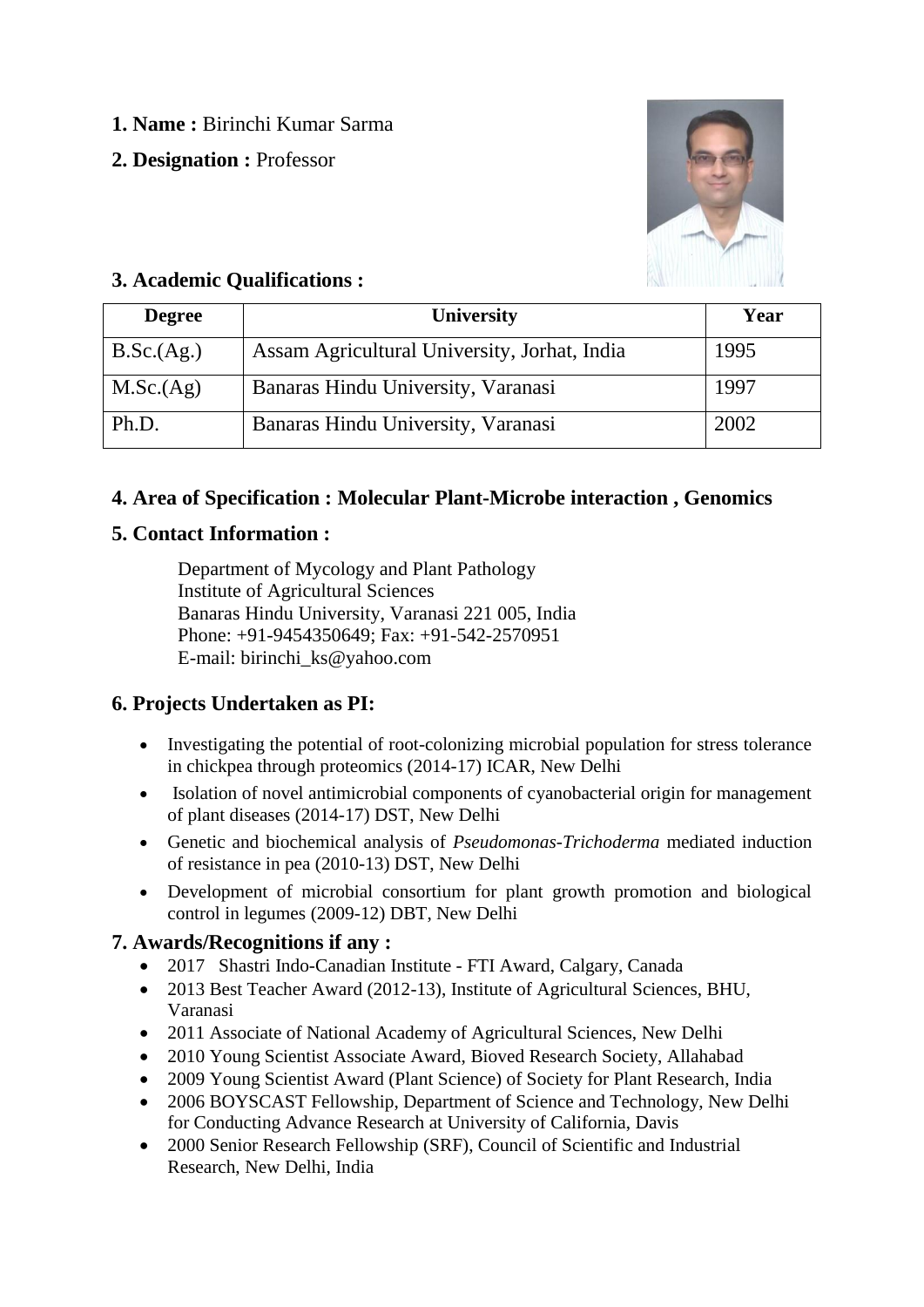**1. Name :** Birinchi Kumar Sarma

**2. Designation :** Professor

## 3. Academic Qualifications :

| Degree | University | Year |
|---|---|---|
| B.Sc.(Ag.) | Assam Agricultural University, Jorhat, India | 1995 |
| M.Sc.(Ag) | Banaras Hindu University, Varanasi | 1997 |
| Ph.D. | Banaras Hindu University, Varanasi | 2002 |

## 4. Area of Specification : Molecular Plant-Microbe interaction , Genomics

## 5. Contact Information :

Department of Mycology and Plant Pathology
Institute of Agricultural Sciences
Banaras Hindu University, Varanasi 221 005, India
Phone: +91-9454350649; Fax: +91-542-2570951
E-mail: birinchi_ks@yahoo.com

## 6. Projects Undertaken as PI:

- Investigating the potential of root-colonizing microbial population for stress tolerance in chickpea through proteomics (2014-17) ICAR, New Delhi
- Isolation of novel antimicrobial components of cyanobacterial origin for management of plant diseases (2014-17) DST, New Delhi
- Genetic and biochemical analysis of *Pseudomonas-Trichoderma* mediated induction of resistance in pea (2010-13) DST, New Delhi
- Development of microbial consortium for plant growth promotion and biological control in legumes (2009-12) DBT, New Delhi

## 7. Awards/Recognitions if any :

- 2017 Shastri Indo-Canadian Institute - FTI Award, Calgary, Canada
- 2013 Best Teacher Award (2012-13), Institute of Agricultural Sciences, BHU, Varanasi
- 2011 Associate of National Academy of Agricultural Sciences, New Delhi
- 2010 Young Scientist Associate Award, Bioved Research Society, Allahabad
- 2009 Young Scientist Award (Plant Science) of Society for Plant Research, India
- 2006 BOYSCAST Fellowship, Department of Science and Technology, New Delhi for Conducting Advance Research at University of California, Davis
- 2000 Senior Research Fellowship (SRF), Council of Scientific and Industrial Research, New Delhi, India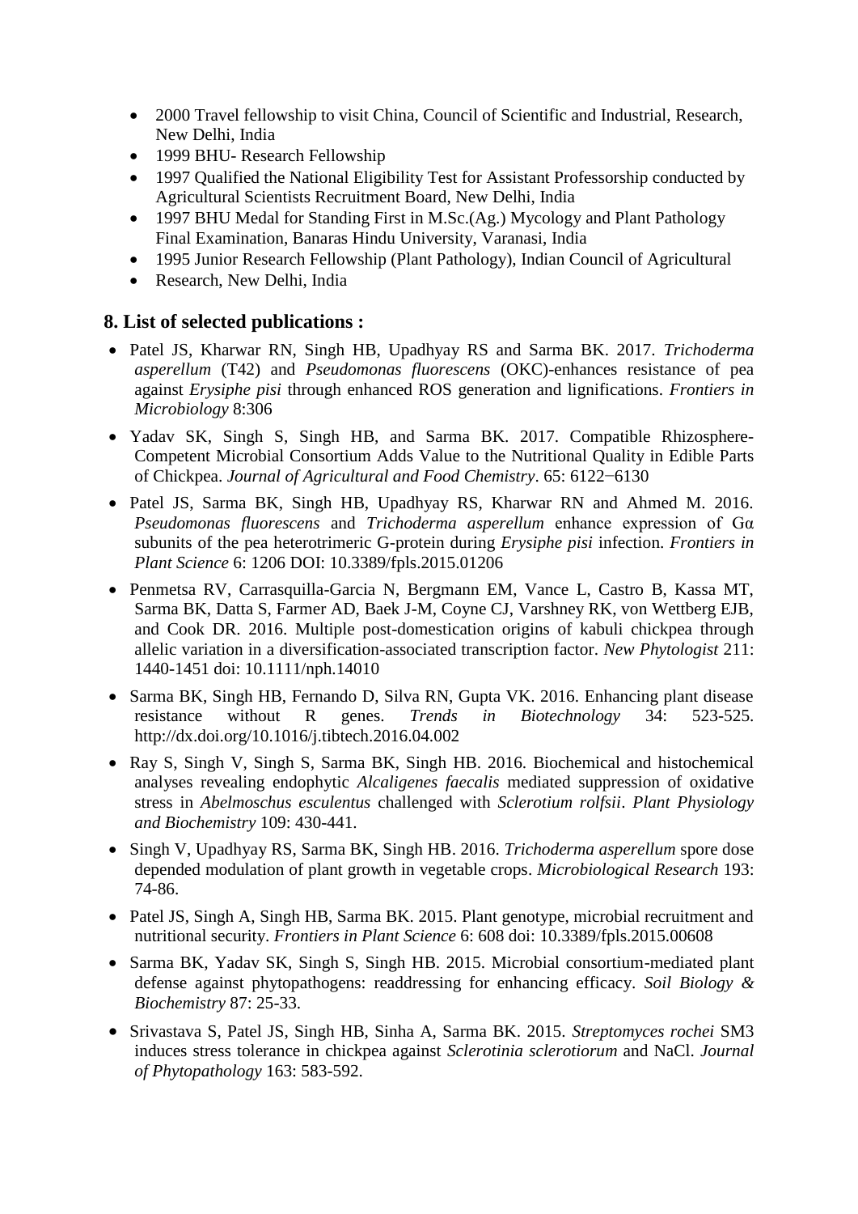- 2000 Travel fellowship to visit China, Council of Scientific and Industrial, Research, New Delhi, India
- 1999 BHU- Research Fellowship
- 1997 Qualified the National Eligibility Test for Assistant Professorship conducted by Agricultural Scientists Recruitment Board, New Delhi, India
- 1997 BHU Medal for Standing First in M.Sc.(Ag.) Mycology and Plant Pathology Final Examination, Banaras Hindu University, Varanasi, India
- 1995 Junior Research Fellowship (Plant Pathology), Indian Council of Agricultural
- Research, New Delhi, India

## 8. List of selected publications :

- Patel JS, Kharwar RN, Singh HB, Upadhyay RS and Sarma BK. 2017. *Trichoderma asperellum* (T42) and *Pseudomonas fluorescens* (OKC)-enhances resistance of pea against *Erysiphe pisi* through enhanced ROS generation and lignifications. *Frontiers in Microbiology* 8:306
- Yadav SK, Singh S, Singh HB, and Sarma BK. 2017. Compatible Rhizosphere-Competent Microbial Consortium Adds Value to the Nutritional Quality in Edible Parts of Chickpea. *Journal of Agricultural and Food Chemistry*. 65: 6122−6130
- Patel JS, Sarma BK, Singh HB, Upadhyay RS, Kharwar RN and Ahmed M. 2016. *Pseudomonas fluorescens* and *Trichoderma asperellum* enhance expression of Gα subunits of the pea heterotrimeric G-protein during *Erysiphe pisi* infection. *Frontiers in Plant Science* 6: 1206 DOI: 10.3389/fpls.2015.01206
- Penmetsa RV, Carrasquilla-Garcia N, Bergmann EM, Vance L, Castro B, Kassa MT, Sarma BK, Datta S, Farmer AD, Baek J-M, Coyne CJ, Varshney RK, von Wettberg EJB, and Cook DR. 2016. Multiple post-domestication origins of kabuli chickpea through allelic variation in a diversification-associated transcription factor. *New Phytologist* 211: 1440-1451 doi: 10.1111/nph.14010
- Sarma BK, Singh HB, Fernando D, Silva RN, Gupta VK. 2016. Enhancing plant disease resistance without R genes. *Trends in Biotechnology* 34: 523-525. http://dx.doi.org/10.1016/j.tibtech.2016.04.002
- Ray S, Singh V, Singh S, Sarma BK, Singh HB. 2016. Biochemical and histochemical analyses revealing endophytic *Alcaligenes faecalis* mediated suppression of oxidative stress in *Abelmoschus esculentus* challenged with *Sclerotium rolfsii*. *Plant Physiology and Biochemistry* 109: 430-441.
- Singh V, Upadhyay RS, Sarma BK, Singh HB. 2016. *Trichoderma asperellum* spore dose depended modulation of plant growth in vegetable crops. *Microbiological Research* 193: 74-86.
- Patel JS, Singh A, Singh HB, Sarma BK. 2015. Plant genotype, microbial recruitment and nutritional security. *Frontiers in Plant Science* 6: 608 doi: 10.3389/fpls.2015.00608
- Sarma BK, Yadav SK, Singh S, Singh HB. 2015. Microbial consortium-mediated plant defense against phytopathogens: readdressing for enhancing efficacy. *Soil Biology & Biochemistry* 87: 25-33.
- Srivastava S, Patel JS, Singh HB, Sinha A, Sarma BK. 2015. *Streptomyces rochei* SM3 induces stress tolerance in chickpea against *Sclerotinia sclerotiorum* and NaCl. *Journal of Phytopathology* 163: 583-592.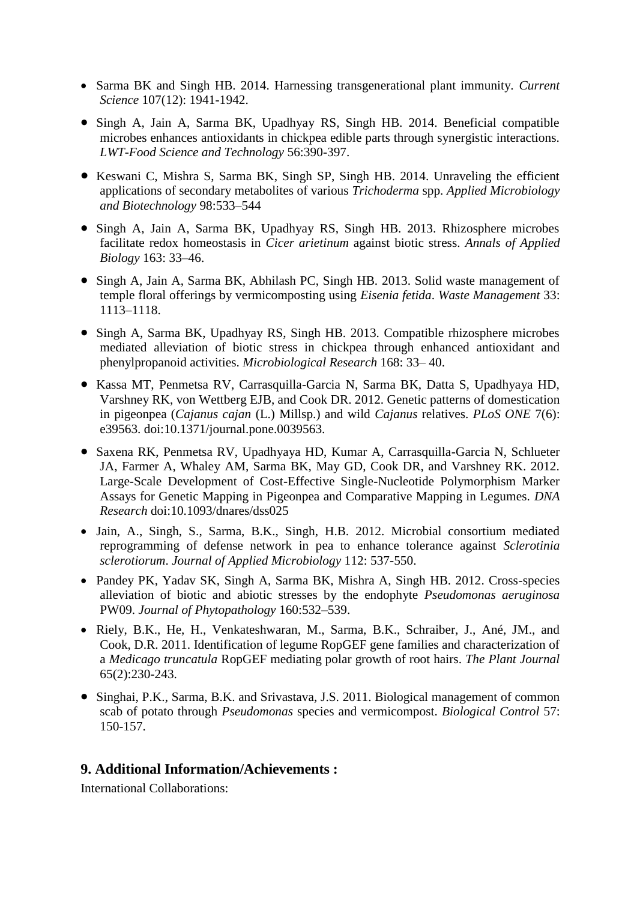- Sarma BK and Singh HB. 2014. Harnessing transgenerational plant immunity. *Current Science* 107(12): 1941-1942.
- Singh A, Jain A, Sarma BK, Upadhyay RS, Singh HB. 2014. Beneficial compatible microbes enhances antioxidants in chickpea edible parts through synergistic interactions. *LWT-Food Science and Technology* 56:390-397.
- Keswani C, Mishra S, Sarma BK, Singh SP, Singh HB. 2014. Unraveling the efficient applications of secondary metabolites of various *Trichoderma* spp. *Applied Microbiology and Biotechnology* 98:533–544
- Singh A, Jain A, Sarma BK, Upadhyay RS, Singh HB. 2013. Rhizosphere microbes facilitate redox homeostasis in *Cicer arietinum* against biotic stress. *Annals of Applied Biology* 163: 33–46.
- Singh A, Jain A, Sarma BK, Abhilash PC, Singh HB. 2013. Solid waste management of temple floral offerings by vermicomposting using *Eisenia fetida*. *Waste Management* 33: 1113–1118.
- Singh A, Sarma BK, Upadhyay RS, Singh HB. 2013. Compatible rhizosphere microbes mediated alleviation of biotic stress in chickpea through enhanced antioxidant and phenylpropanoid activities. *Microbiological Research* 168: 33– 40.
- Kassa MT, Penmetsa RV, Carrasquilla-Garcia N, Sarma BK, Datta S, Upadhyaya HD, Varshney RK, von Wettberg EJB, and Cook DR. 2012. Genetic patterns of domestication in pigeonpea (*Cajanus cajan* (L.) Millsp.) and wild *Cajanus* relatives. *PLoS ONE* 7(6): e39563. doi:10.1371/journal.pone.0039563.
- Saxena RK, Penmetsa RV, Upadhyaya HD, Kumar A, Carrasquilla-Garcia N, Schlueter JA, Farmer A, Whaley AM, Sarma BK, May GD, Cook DR, and Varshney RK. 2012. Large-Scale Development of Cost-Effective Single-Nucleotide Polymorphism Marker Assays for Genetic Mapping in Pigeonpea and Comparative Mapping in Legumes. *DNA Research* doi:10.1093/dnares/dss025
- Jain, A., Singh, S., Sarma, B.K., Singh, H.B. 2012. Microbial consortium mediated reprogramming of defense network in pea to enhance tolerance against *Sclerotinia sclerotiorum*. *Journal of Applied Microbiology* 112: 537-550.
- Pandey PK, Yadav SK, Singh A, Sarma BK, Mishra A, Singh HB. 2012. Cross-species alleviation of biotic and abiotic stresses by the endophyte *Pseudomonas aeruginosa* PW09. *Journal of Phytopathology* 160:532–539.
- Riely, B.K., He, H., Venkateshwaran, M., Sarma, B.K., Schraiber, J., Ané, JM., and Cook, D.R. 2011. Identification of legume RopGEF gene families and characterization of a *Medicago truncatula* RopGEF mediating polar growth of root hairs. *The Plant Journal* 65(2):230-243.
- Singhai, P.K., Sarma, B.K. and Srivastava, J.S. 2011. Biological management of common scab of potato through *Pseudomonas* species and vermicompost. *Biological Control* 57: 150-157.

## 9. Additional Information/Achievements :

International Collaborations: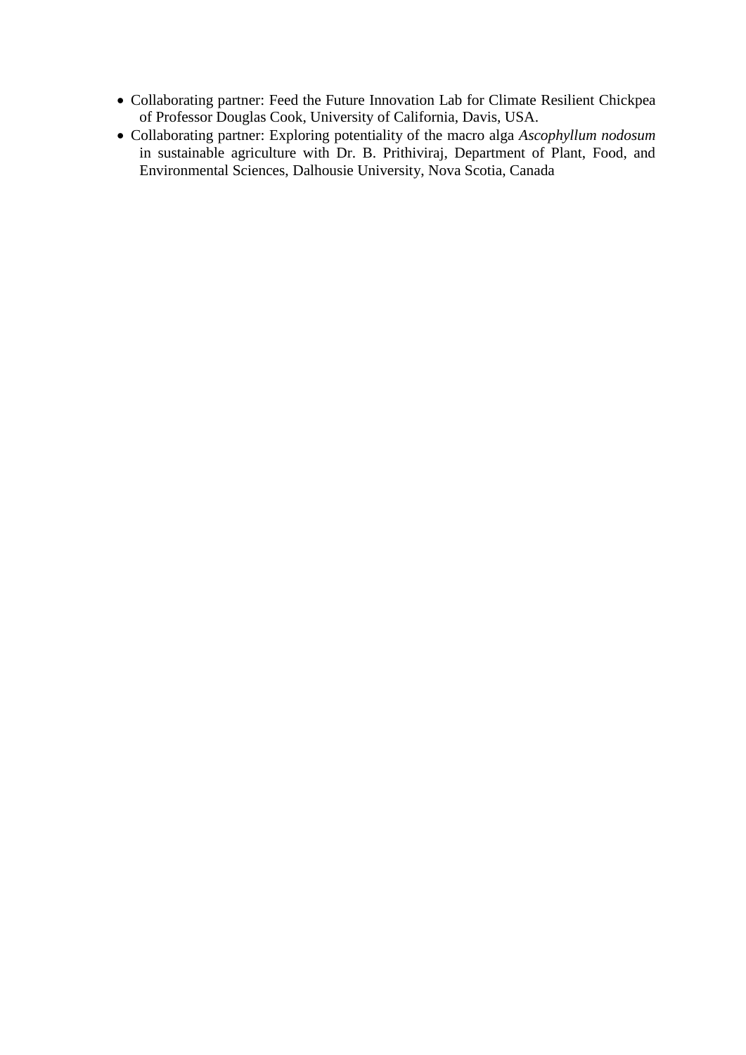- Collaborating partner: Feed the Future Innovation Lab for Climate Resilient Chickpea of Professor Douglas Cook, University of California, Davis, USA.
- Collaborating partner: Exploring potentiality of the macro alga *Ascophyllum nodosum* in sustainable agriculture with Dr. B. Prithiviraj, Department of Plant, Food, and Environmental Sciences, Dalhousie University, Nova Scotia, Canada